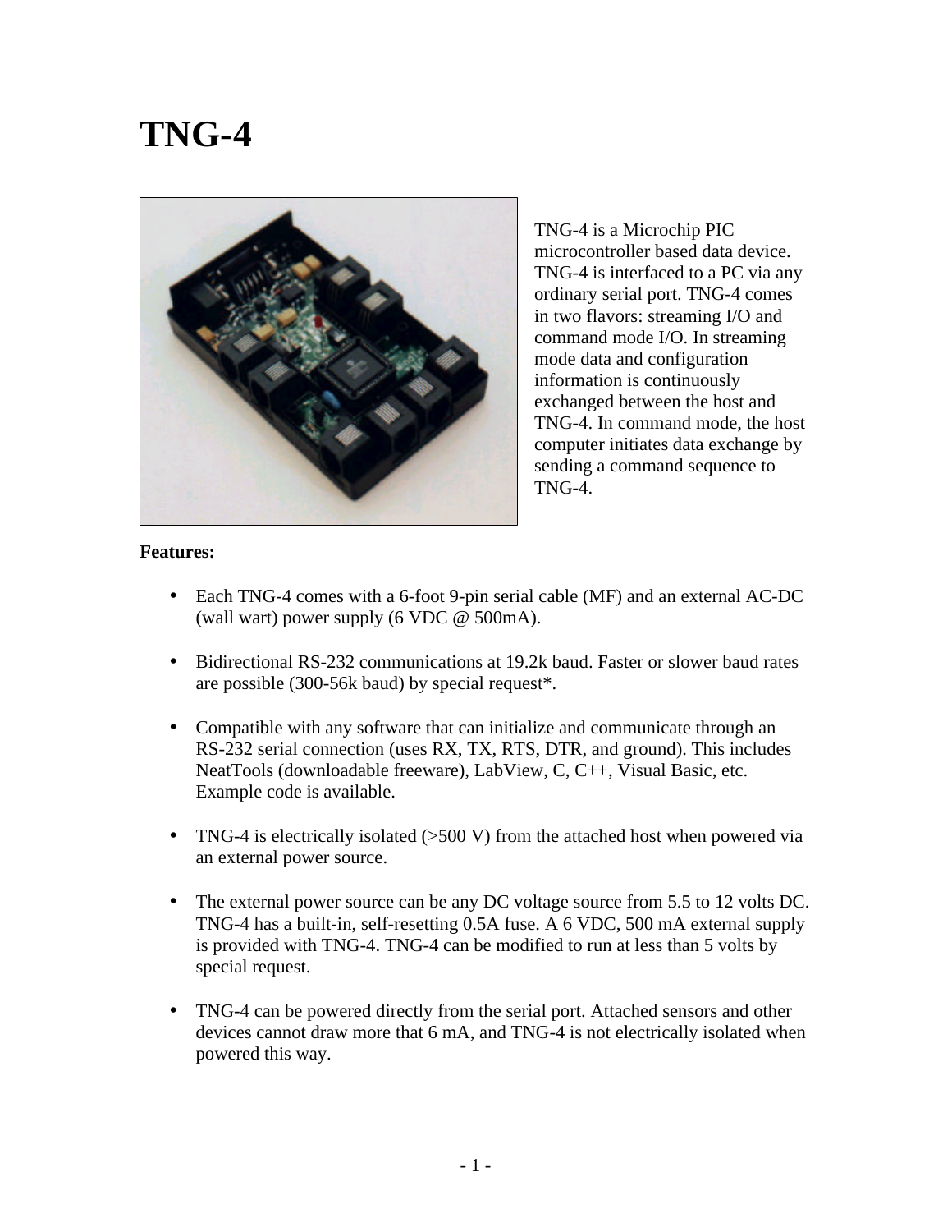# TNG-4

TNG-4 is a Microchip PIC microcontroller based data device. TNG-4 is interfaced to a PC via any ordinary serial port. TNG-4 comes in two flavors: streaming I/O and command mode I/O. In streaming mode data and configuration information is continuously exchanged between the host and TNG-4. In command mode, the host computer initiates data exchange by sending a command sequence to TNG-4.

**Features:**

- Each TNG-4 comes with a 6-foot 9-pin serial cable (MF) and an external AC-DC (wall wart) power supply (6 VDC @ 500mA).
- Bidirectional RS-232 communications at 19.2k baud. Faster or slower baud rates are possible (300-56k baud) by special request*.
- Compatible with any software that can initialize and communicate through an RS-232 serial connection (uses RX, TX, RTS, DTR, and ground). This includes NeatTools (downloadable freeware), LabView, C, C++, Visual Basic, etc. Example code is available.
- TNG-4 is electrically isolated (>500 V) from the attached host when powered via an external power source.
- The external power source can be any DC voltage source from 5.5 to 12 volts DC. TNG-4 has a built-in, self-resetting 0.5A fuse. A 6 VDC, 500 mA external supply is provided with TNG-4. TNG-4 can be modified to run at less than 5 volts by special request.
- TNG-4 can be powered directly from the serial port. Attached sensors and other devices cannot draw more that 6 mA, and TNG-4 is not electrically isolated when powered this way.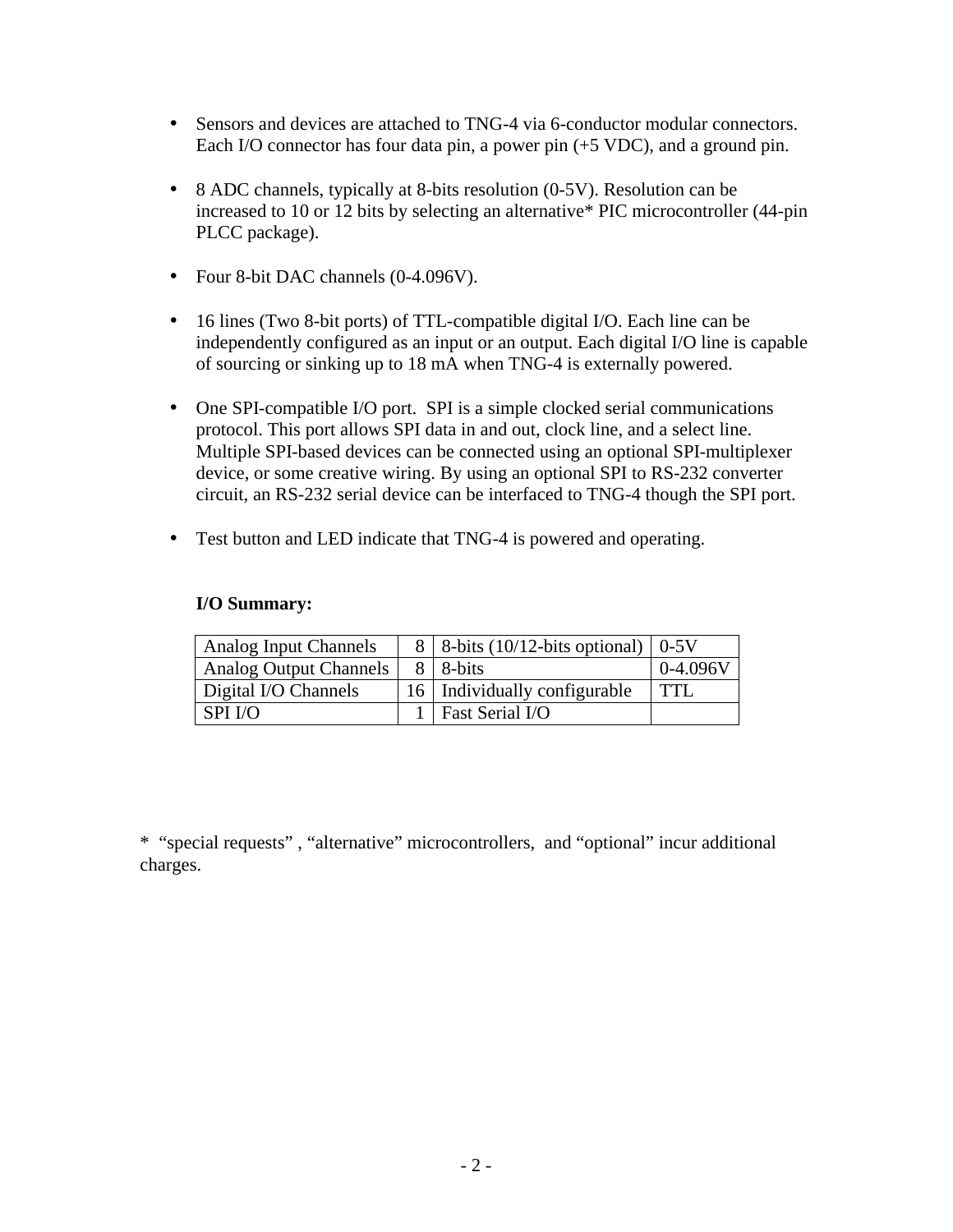- Sensors and devices are attached to TNG-4 via 6-conductor modular connectors. Each I/O connector has four data pin, a power pin (+5 VDC), and a ground pin.

- 8 ADC channels, typically at 8-bits resolution (0-5V). Resolution can be increased to 10 or 12 bits by selecting an alternative* PIC microcontroller (44-pin PLCC package).

- Four 8-bit DAC channels (0-4.096V).

- 16 lines (Two 8-bit ports) of TTL-compatible digital I/O. Each line can be independently configured as an input or an output. Each digital I/O line is capable of sourcing or sinking up to 18 mA when TNG-4 is externally powered.

- One SPI-compatible I/O port. SPI is a simple clocked serial communications protocol. This port allows SPI data in and out, clock line, and a select line. Multiple SPI-based devices can be connected using an optional SPI-multiplexer device, or some creative wiring. By using an optional SPI to RS-232 converter circuit, an RS-232 serial device can be interfaced to TNG-4 though the SPI port.

- Test button and LED indicate that TNG-4 is powered and operating.

**I/O Summary:**

| | | | |
|---|---|---|---|
| Analog Input Channels | 8 | 8-bits (10/12-bits optional) | 0-5V |
| Analog Output Channels | 8 | 8-bits | 0-4.096V |
| Digital I/O Channels | 16 | Individually configurable | TTL |
| SPI I/O | 1 | Fast Serial I/O | |

* "special requests" , "alternative" microcontrollers, and "optional" incur additional charges.